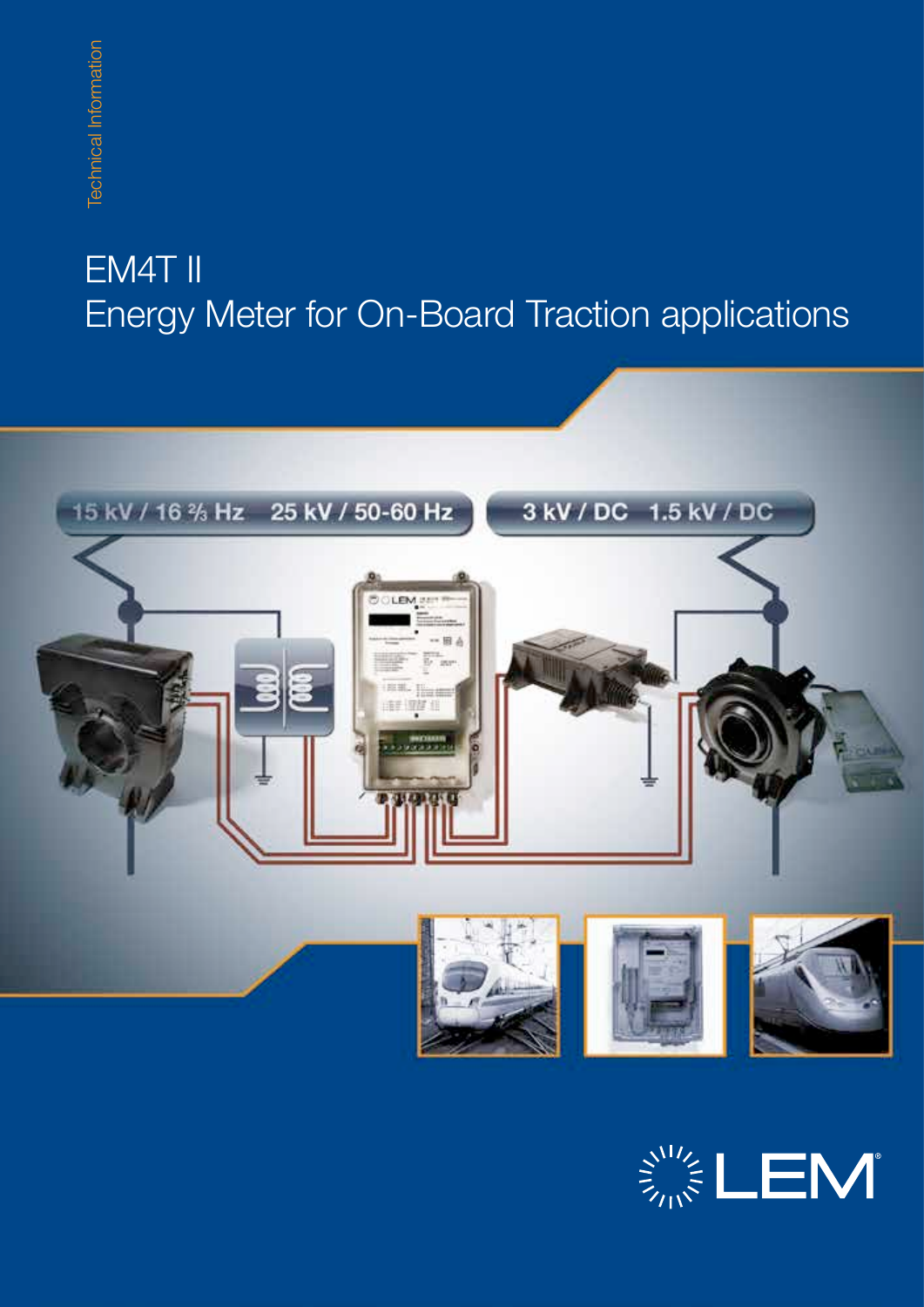Technical Information

# EM4T II
## Energy Meter for On-Board Traction applications

15 kV / 16 ⅔ Hz 25 kV / 50-60 Hz

3 kV / DC 1.5 kV / DC

LEM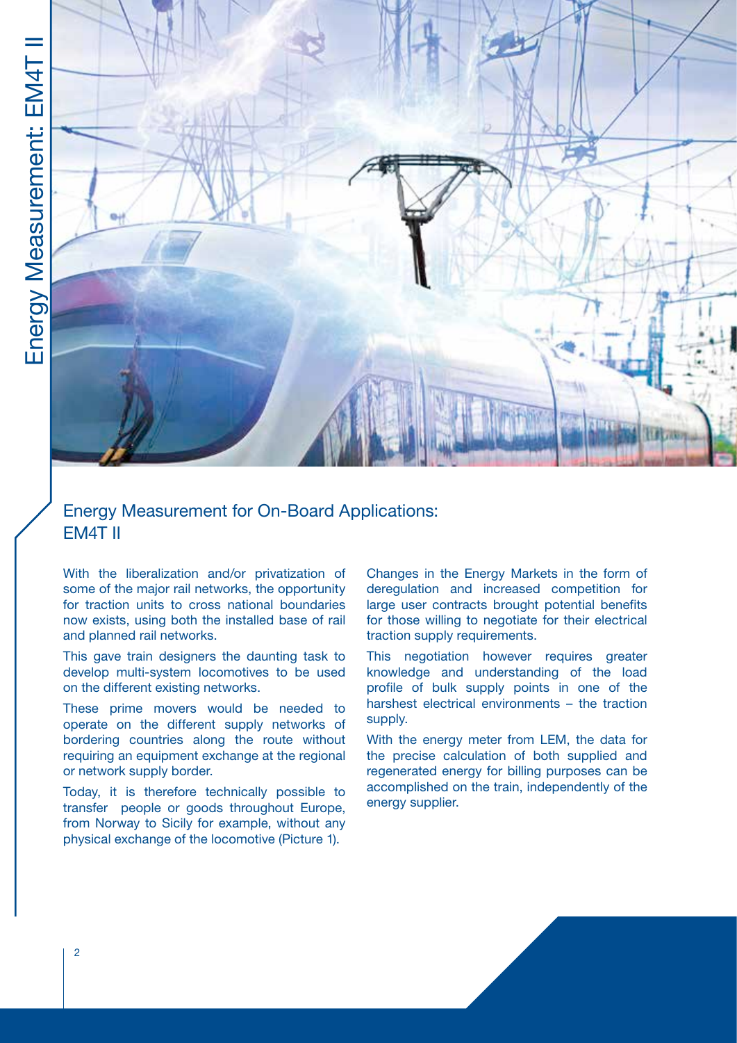## Energy Measurement for On-Board Applications: EM4T II

With the liberalization and/or privatization of some of the major rail networks, the opportunity for traction units to cross national boundaries now exists, using both the installed base of rail and planned rail networks.

This gave train designers the daunting task to develop multi-system locomotives to be used on the different existing networks.

These prime movers would be needed to operate on the different supply networks of bordering countries along the route without requiring an equipment exchange at the regional or network supply border.

Today, it is therefore technically possible to transfer people or goods throughout Europe, from Norway to Sicily for example, without any physical exchange of the locomotive (Picture 1).

Changes in the Energy Markets in the form of deregulation and increased competition for large user contracts brought potential benefits for those willing to negotiate for their electrical traction supply requirements.

This negotiation however requires greater knowledge and understanding of the load profile of bulk supply points in one of the harshest electrical environments – the traction supply.

With the energy meter from LEM, the data for the precise calculation of both supplied and regenerated energy for billing purposes can be accomplished on the train, independently of the energy supplier.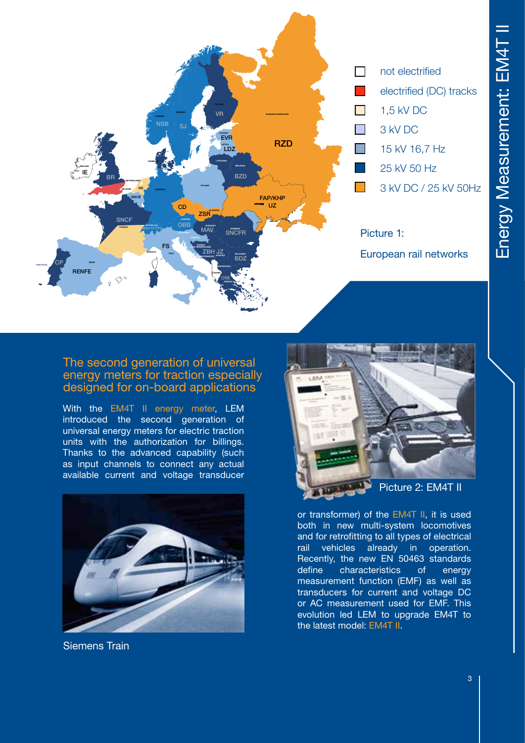- not electrified
- electrified (DC) tracks
- 1,5 kV DC
- 3 kV DC
- 15 kV 16,7 Hz
- 25 kV 50 Hz
- 3 kV DC / 25 kV 50Hz

Picture 1:

European rail networks

## The second generation of universal energy meters for traction especially designed for on-board applications

With the EM4T II energy meter, LEM introduced the second generation of universal energy meters for electric traction units with the authorization for billings. Thanks to the advanced capability (such as input channels to connect any actual available current and voltage transducer or transformer) of the EM4T II, it is used both in new multi-system locomotives and for retrofitting to all types of electrical rail vehicles already in operation. Recently, the new EN 50463 standards define characteristics of energy measurement function (EMF) as well as transducers for current and voltage DC or AC measurement used for EMF. This evolution led LEM to upgrade EM4T to the latest model: EM4T II.

Siemens Train

Picture 2: EM4T II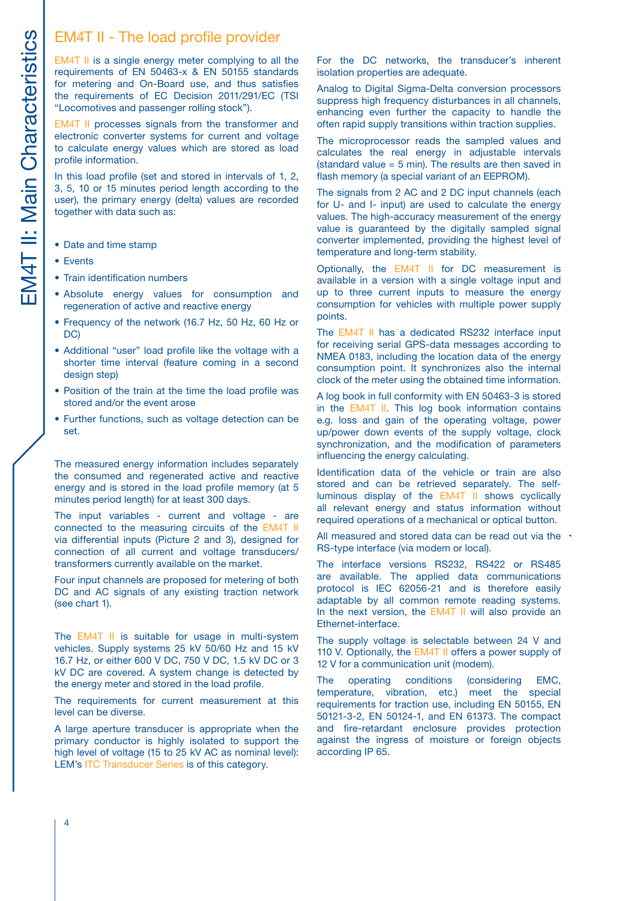# EM4T II - The load profile provider

EM4T II is a single energy meter complying to all the requirements of EN 50463-x & EN 50155 standards for metering and On-Board use, and thus satisfies the requirements of EC Decision 2011/291/EC (TSI "Locomotives and passenger rolling stock").

EM4T II processes signals from the transformer and electronic converter systems for current and voltage to calculate energy values which are stored as load profile information.

In this load profile (set and stored in intervals of 1, 2, 3, 5, 10 or 15 minutes period length according to the user), the primary energy (delta) values are recorded together with data such as:

- Date and time stamp
- Events
- Train identification numbers
- Absolute energy values for consumption and regeneration of active and reactive energy
- Frequency of the network (16.7 Hz, 50 Hz, 60 Hz or DC)
- Additional "user" load profile like the voltage with a shorter time interval (feature coming in a second design step)
- Position of the train at the time the load profile was stored and/or the event arose
- Further functions, such as voltage detection can be set.

The measured energy information includes separately the consumed and regenerated active and reactive energy and is stored in the load profile memory (at 5 minutes period length) for at least 300 days.

The input variables - current and voltage - are connected to the measuring circuits of the EM4T II via differential inputs (Picture 2 and 3), designed for connection of all current and voltage transducers/ transformers currently available on the market.

Four input channels are proposed for metering of both DC and AC signals of any existing traction network (see chart 1).

The EM4T II is suitable for usage in multi-system vehicles. Supply systems 25 kV 50/60 Hz and 15 kV 16.7 Hz, or either 600 V DC, 750 V DC, 1.5 kV DC or 3 kV DC are covered. A system change is detected by the energy meter and stored in the load profile.

The requirements for current measurement at this level can be diverse.

A large aperture transducer is appropriate when the primary conductor is highly isolated to support the high level of voltage (15 to 25 kV AC as nominal level): LEM's ITC Transducer Series is of this category.

For the DC networks, the transducer's inherent isolation properties are adequate.

Analog to Digital Sigma-Delta conversion processors suppress high frequency disturbances in all channels, enhancing even further the capacity to handle the often rapid supply transitions within traction supplies.

The microprocessor reads the sampled values and calculates the real energy in adjustable intervals (standard value = 5 min). The results are then saved in flash memory (a special variant of an EEPROM).

The signals from 2 AC and 2 DC input channels (each for U- and I- input) are used to calculate the energy values. The high-accuracy measurement of the energy value is guaranteed by the digitally sampled signal converter implemented, providing the highest level of temperature and long-term stability.

Optionally, the EM4T II for DC measurement is available in a version with a single voltage input and up to three current inputs to measure the energy consumption for vehicles with multiple power supply points.

The EM4T II has a dedicated RS232 interface input for receiving serial GPS-data messages according to NMEA 0183, including the location data of the energy consumption point. It synchronizes also the internal clock of the meter using the obtained time information.

A log book in full conformity with EN 50463-3 is stored in the EM4T II. This log book information contains e.g. loss and gain of the operating voltage, power up/power down events of the supply voltage, clock synchronization, and the modification of parameters influencing the energy calculating.

Identification data of the vehicle or train are also stored and can be retrieved separately. The self-luminous display of the EM4T II shows cyclically all relevant energy and status information without required operations of a mechanical or optical button.

All measured and stored data can be read out via the RS-type interface (via modem or local).

The interface versions RS232, RS422 or RS485 are available. The applied data communications protocol is IEC 62056-21 and is therefore easily adaptable by all common remote reading systems. In the next version, the EM4T II will also provide an Ethernet-interface.

The supply voltage is selectable between 24 V and 110 V. Optionally, the EM4T II offers a power supply of 12 V for a communication unit (modem).

The operating conditions (considering EMC, temperature, vibration, etc.) meet the special requirements for traction use, including EN 50155, EN 50121-3-2, EN 50124-1, and EN 61373. The compact and fire-retardant enclosure provides protection against the ingress of moisture or foreign objects according IP 65.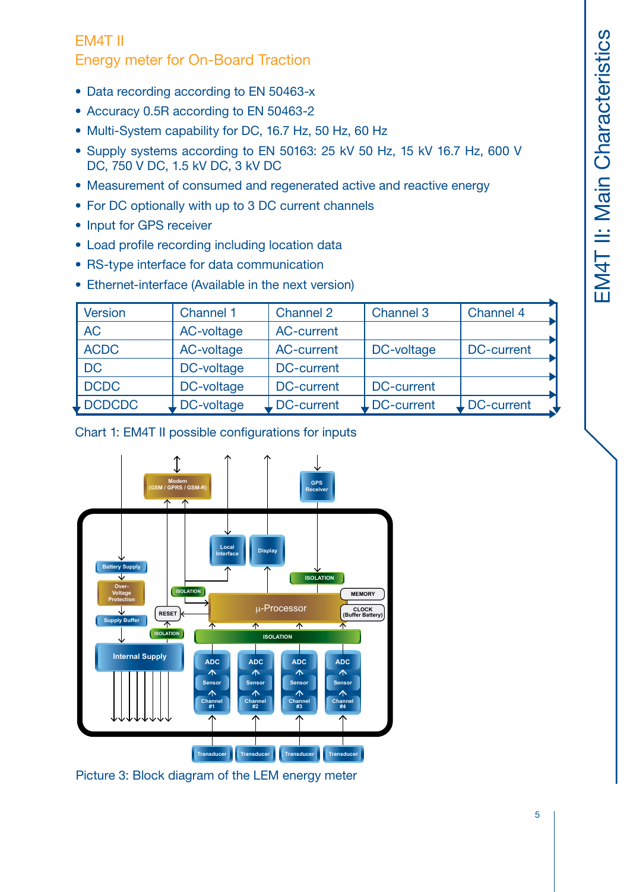# EM4T II
## Energy meter for On-Board Traction

- Data recording according to EN 50463-x
- Accuracy 0.5R according to EN 50463-2
- Multi-System capability for DC, 16.7 Hz, 50 Hz, 60 Hz
- Supply systems according to EN 50163: 25 kV 50 Hz, 15 kV 16.7 Hz, 600 V DC, 750 V DC, 1.5 kV DC, 3 kV DC
- Measurement of consumed and regenerated active and reactive energy
- For DC optionally with up to 3 DC current channels
- Input for GPS receiver
- Load profile recording including location data
- RS-type interface for data communication
- Ethernet-interface (Available in the next version)

| Version | Channel 1 | Channel 2 | Channel 3 | Channel 4 |
|---|---|---|---|---|
| AC | AC-voltage | AC-current | | |
| ACDC | AC-voltage | AC-current | DC-voltage | DC-current |
| DC | DC-voltage | DC-current | | |
| DCDC | DC-voltage | DC-current | DC-current | |
| DCDCDC | DC-voltage | DC-current | DC-current | DC-current |

Chart 1: EM4T II possible configurations for inputs

Picture 3: Block diagram of the LEM energy meter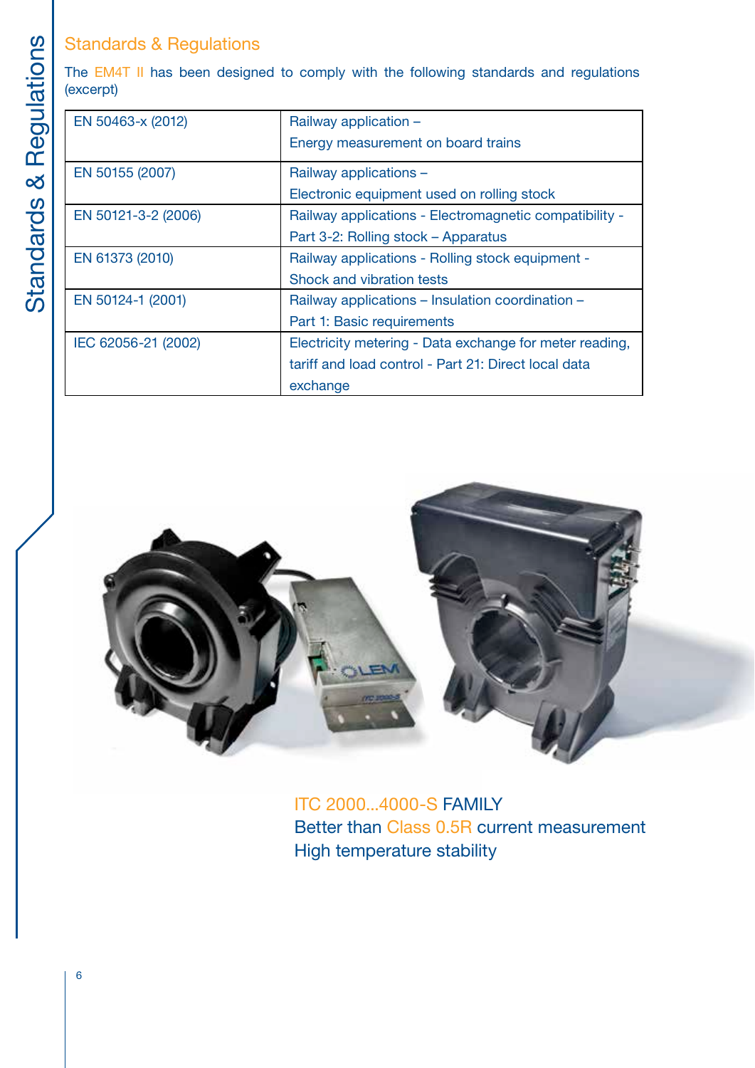## Standards & Regulations

The EM4T II has been designed to comply with the following standards and regulations (excerpt)

| | |
|---|---|
| EN 50463-x (2012) | Railway application – Energy measurement on board trains |
| EN 50155 (2007) | Railway applications – Electronic equipment used on rolling stock |
| EN 50121-3-2 (2006) | Railway applications - Electromagnetic compatibility - Part 3-2: Rolling stock – Apparatus |
| EN 61373 (2010) | Railway applications - Rolling stock equipment - Shock and vibration tests |
| EN 50124-1 (2001) | Railway applications – Insulation coordination – Part 1: Basic requirements |
| IEC 62056-21 (2002) | Electricity metering - Data exchange for meter reading, tariff and load control - Part 21: Direct local data exchange |

ITC 2000...4000-S FAMILY
Better than Class 0.5R current measurement
High temperature stability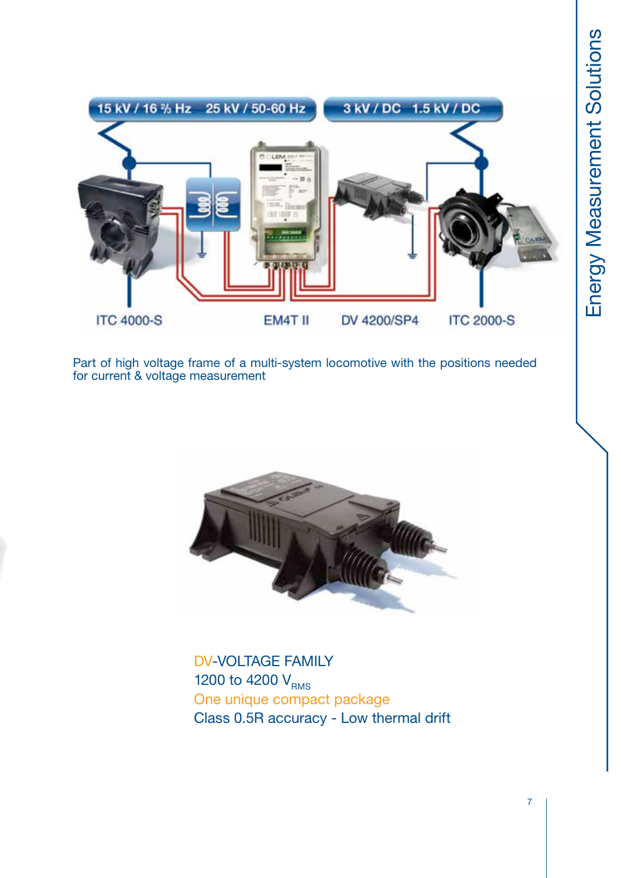15 kV / 16 ⅔ Hz  25 kV / 50-60 Hz  3 kV / DC  1.5 kV / DC

ITC 4000-S  EM4T II  DV 4200/SP4  ITC 2000-S

Part of high voltage frame of a multi-system locomotive with the positions needed for current & voltage measurement

DV-VOLTAGE FAMILY
1200 to 4200 $V_{RMS}$
One unique compact package
Class 0.5R accuracy - Low thermal drift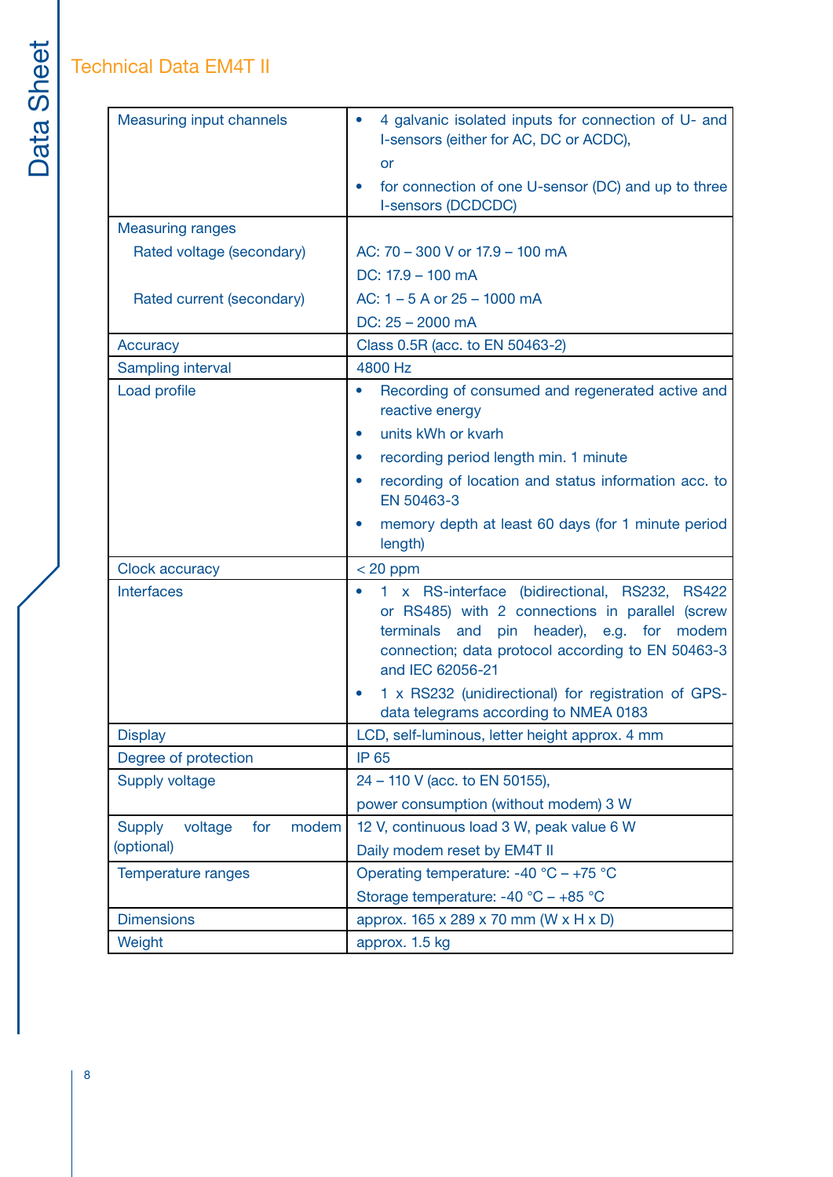## Technical Data EM4T II

| | |
|---|---|
| Measuring input channels | • 4 galvanic isolated inputs for connection of U- and I-sensors (either for AC, DC or ACDC),<br>or<br>• for connection of one U-sensor (DC) and up to three I-sensors (DCDCDC) |
| Measuring ranges<br>Rated voltage (secondary)<br><br>Rated current (secondary) | <br>AC: 70 – 300 V or 17.9 – 100 mA<br>DC: 17.9 – 100 mA<br>AC: 1 – 5 A or 25 – 1000 mA<br>DC: 25 – 2000 mA |
| Accuracy | Class 0.5R (acc. to EN 50463-2) |
| Sampling interval | 4800 Hz |
| Load profile | • Recording of consumed and regenerated active and reactive energy<br>• units kWh or kvarh<br>• recording period length min. 1 minute<br>• recording of location and status information acc. to EN 50463-3<br>• memory depth at least 60 days (for 1 minute period length) |
| Clock accuracy | < 20 ppm |
| Interfaces | • 1 x RS-interface (bidirectional, RS232, RS422 or RS485) with 2 connections in parallel (screw terminals and pin header), e.g. for modem connection; data protocol according to EN 50463-3 and IEC 62056-21<br>• 1 x RS232 (unidirectional) for registration of GPS-data telegrams according to NMEA 0183 |
| Display | LCD, self-luminous, letter height approx. 4 mm |
| Degree of protection | IP 65 |
| Supply voltage | 24 – 110 V (acc. to EN 50155),<br>power consumption (without modem) 3 W |
| Supply voltage for modem (optional) | 12 V, continuous load 3 W, peak value 6 W<br>Daily modem reset by EM4T II |
| Temperature ranges | Operating temperature: -40 °C – +75 °C<br>Storage temperature: -40 °C – +85 °C |
| Dimensions | approx. 165 x 289 x 70 mm (W x H x D) |
| Weight | approx. 1.5 kg |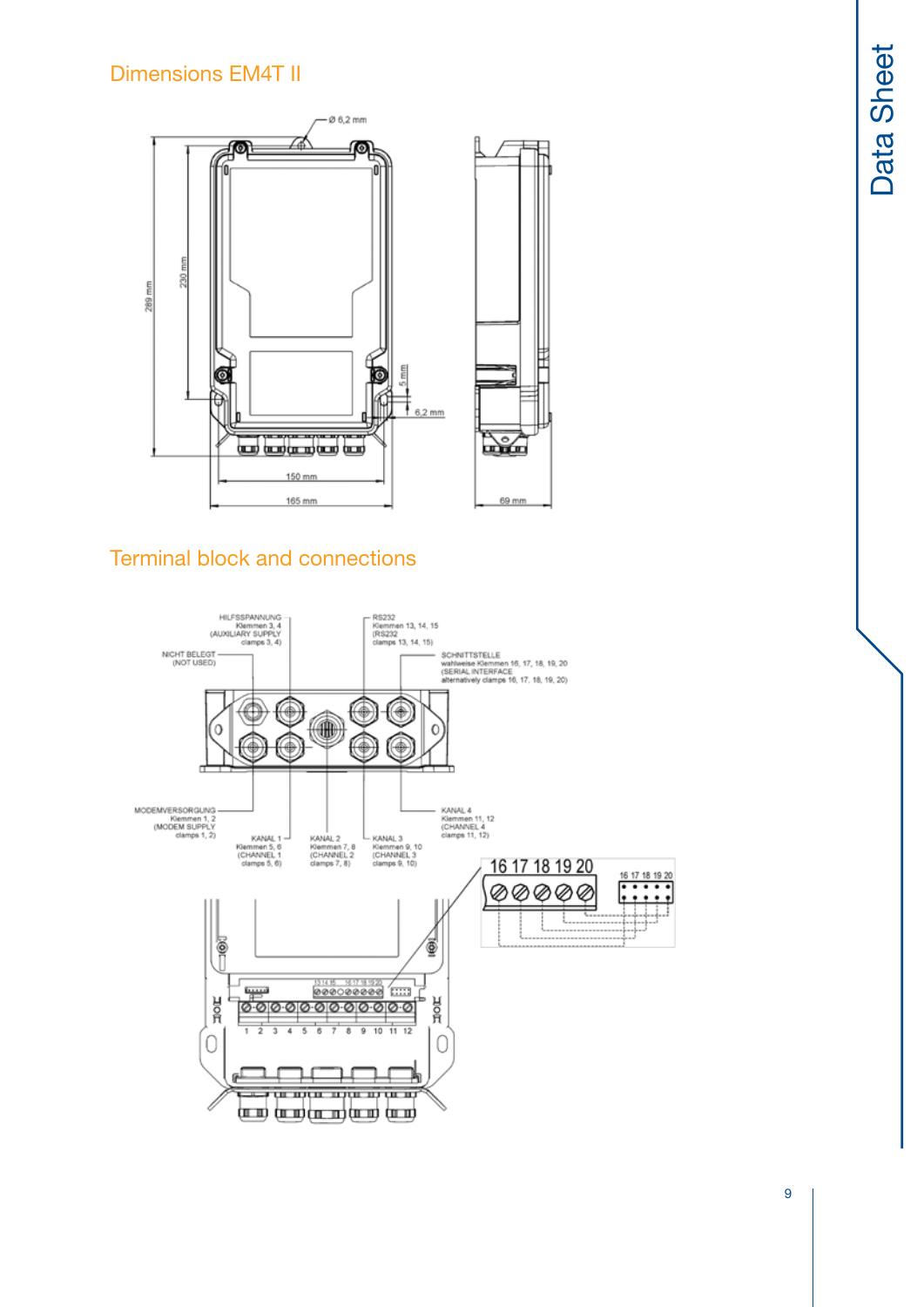## Dimensions EM4T II

Ø 6,2 mm

289 mm

230 mm

5 mm

6,2 mm

150 mm

165 mm

69 mm

## Terminal block and connections

HILFSSPANNUNG
Klemmen 3, 4
(AUXILIARY SUPPLY
clamps 3, 4)

NICHT BELEGT
(NOT USED)

RS232
Klemmen 13, 14, 15
(RS232
clamps 13, 14, 15)

SCHNITTSTELLE
wahlweise Klemmen 16, 17, 18, 19, 20
(SERIAL INTERFACE
alternatively clamps 16, 17, 18, 19, 20)

MODEMVERSORGUNG
Klemmen 1, 2
(MODEM SUPPLY
clamps 1, 2)

KANAL 1
Klemmen 5, 6
(CHANNEL 1
clamps 5, 6)

KANAL 2
Klemmen 7, 8
(CHANNEL 2
clamps 7, 8)

KANAL 3
Klemmen 9, 10
(CHANNEL 3
clamps 9, 10)

KANAL 4
Klemmen 11, 12
(CHANNEL 4
clamps 11, 12)

16 17 18 19 20

16 17 18 19 20

13 14 15 16 17 18 19 20

1 2 3 4 5 6 7 8 9 10 11 12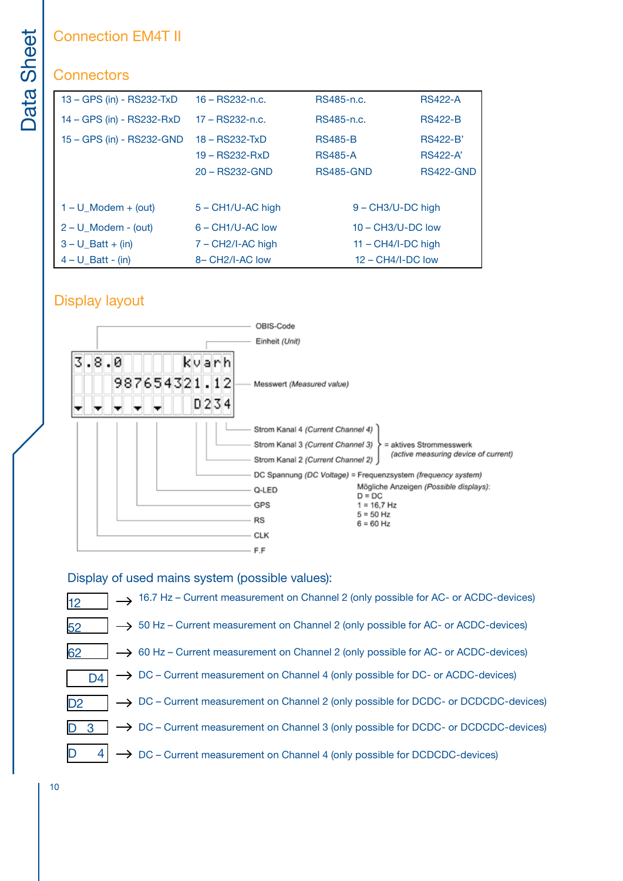# Connection EM4T II

## Connectors

| | | | |
|---|---|---|---|
| 13 – GPS (in) - RS232-TxD | 16 – RS232-n.c. | RS485-n.c. | RS422-A |
| 14 – GPS (in) - RS232-RxD | 17 – RS232-n.c. | RS485-n.c. | RS422-B |
| 15 – GPS (in) - RS232-GND | 18 – RS232-TxD | RS485-B | RS422-B’ |
| | 19 – RS232-RxD | RS485-A | RS422-A’ |
| | 20 – RS232-GND | RS485-GND | RS422-GND |
| 1 – U_Modem + (out) | 5 – CH1/U-AC high | 9 – CH3/U-DC high | |
| 2 – U_Modem - (out) | 6 – CH1/U-AC low | 10 – CH3/U-DC low | |
| 3 – U_Batt + (in) | 7 – CH2/I-AC high | 11 – CH4/I-DC high | |
| 4 – U_Batt - (in) | 8– CH2/I-AC low | 12 – CH4/I-DC low | |

## Display layout

```
3.8.0      kvarh
   987654321.12
▼ ▼ ▼ ▼ ▼    D234
```

- OBIS-Code
- Einheit *(Unit)*
- Messwert *(Measured value)*
- Strom Kanal 4 *(Current Channel 4)*
- Strom Kanal 3 *(Current Channel 3)*
- Strom Kanal 2 *(Current Channel 2)*

Strom Kanal 2–4 = aktives Strommesswerk *(active measuring device of current)*

- DC Spannung *(DC Voltage)* = Frequenzsystem *(frequency system)*
  Mögliche Anzeigen *(Possible displays)*:
  D = DC
  1 = 16,7 Hz
  5 = 50 Hz
  6 = 60 Hz
- Q-LED
- GPS
- RS
- CLK
- F.F

### Display of used mains system (possible values):

| Display | | Meaning |
|---|---|---|
| 12 | → | 16.7 Hz – Current measurement on Channel 2 (only possible for AC- or ACDC-devices) |
| 52 | → | 50 Hz – Current measurement on Channel 2 (only possible for AC- or ACDC-devices) |
| 62 | → | 60 Hz – Current measurement on Channel 2 (only possible for AC- or ACDC-devices) |
| D4 | → | DC – Current measurement on Channel 4 (only possible for DC- or ACDC-devices) |
| D2 | → | DC – Current measurement on Channel 2 (only possible for DCDC- or DCDCDC-devices) |
| D 3 | → | DC – Current measurement on Channel 3 (only possible for DCDC- or DCDCDC-devices) |
| D 4 | → | DC – Current measurement on Channel 4 (only possible for DCDCDC-devices) |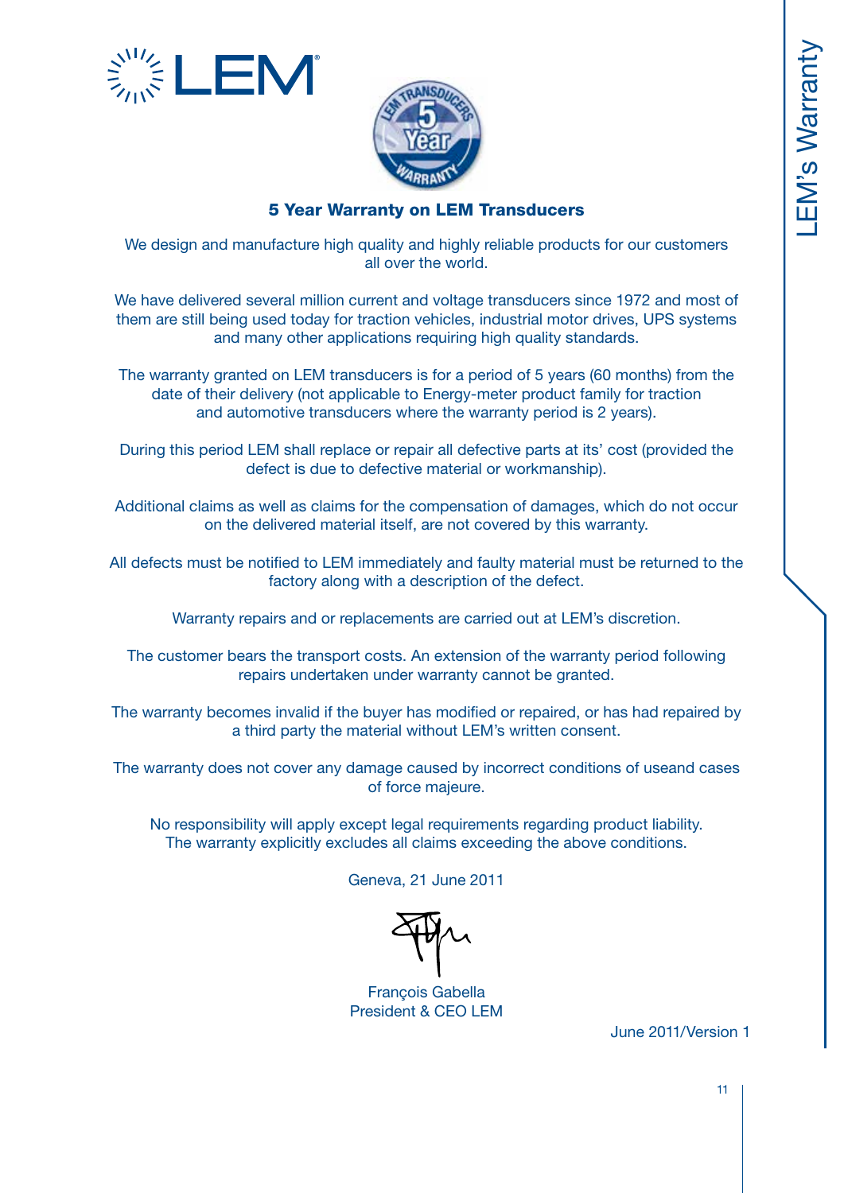## 5 Year Warranty on LEM Transducers

We design and manufacture high quality and highly reliable products for our customers all over the world.

We have delivered several million current and voltage transducers since 1972 and most of them are still being used today for traction vehicles, industrial motor drives, UPS systems and many other applications requiring high quality standards.

The warranty granted on LEM transducers is for a period of 5 years (60 months) from the date of their delivery (not applicable to Energy-meter product family for traction and automotive transducers where the warranty period is 2 years).

During this period LEM shall replace or repair all defective parts at its' cost (provided the defect is due to defective material or workmanship).

Additional claims as well as claims for the compensation of damages, which do not occur on the delivered material itself, are not covered by this warranty.

All defects must be notified to LEM immediately and faulty material must be returned to the factory along with a description of the defect.

Warranty repairs and or replacements are carried out at LEM's discretion.

The customer bears the transport costs. An extension of the warranty period following repairs undertaken under warranty cannot be granted.

The warranty becomes invalid if the buyer has modified or repaired, or has had repaired by a third party the material without LEM's written consent.

The warranty does not cover any damage caused by incorrect conditions of useand cases of force majeure.

No responsibility will apply except legal requirements regarding product liability. The warranty explicitly excludes all claims exceeding the above conditions.

Geneva, 21 June 2011

François Gabella
President & CEO LEM

June 2011/Version 1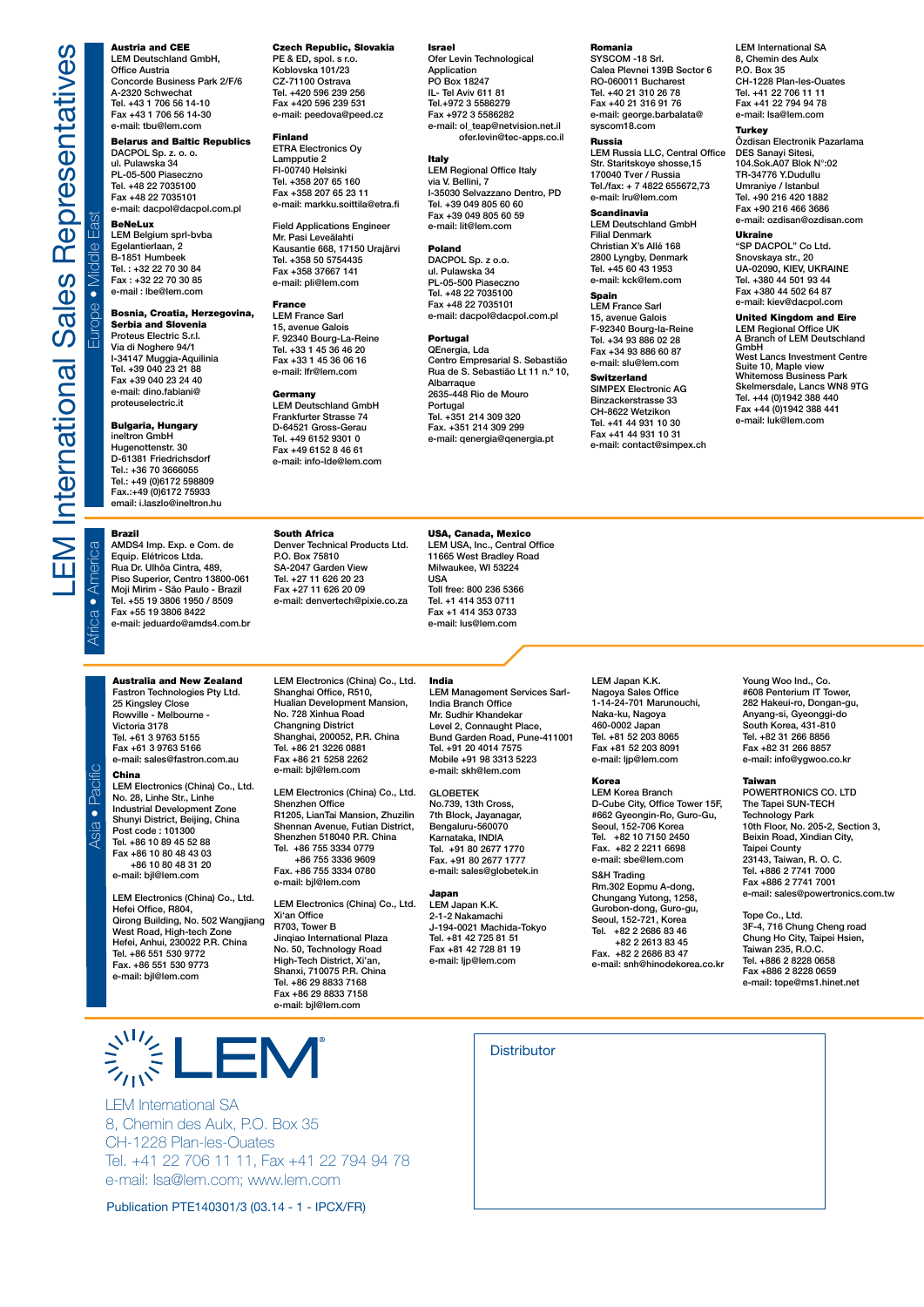# LEM International Sales Representatives

## Europe • Middle East

**Austria and CEE**
LEM Deutschland GmbH,
Office Austria
Concorde Business Park 2/F/6
A-2320 Schwechat
Tel. +43 1 706 56 14-10
Fax +43 1 706 56 14-30
e-mail: tbu@lem.com

**Belarus and Baltic Republics**
DACPOL Sp. z. o. o.
ul. Pulawska 34
PL-05-500 Piaseczno
Tel. +48 22 7035100
Fax +48 22 7035101
e-mail: dacpol@dacpol.com.pl

**BeNeLux**
LEM Belgium sprl-bvba
Egelantierlaan, 2
B-1851 Humbeek
Tel. : +32 22 70 30 84
Fax : +32 22 70 30 85
e-mail : lbe@lem.com

**Bosnia, Croatia, Herzegovina, Serbia and Slovenia**
Proteus Electric S.r.l.
Via di Noghere 94/1
I-34147 Muggia-Aquilinia
Tel. +39 040 23 21 88
Fax +39 040 23 24 40
e-mail: dino.fabiani@proteuselectric.it

**Bulgaria, Hungary**
ineltron GmbH
Hugenottenstr. 30
D-61381 Friedrichsdorf
Tel.: +36 70 3666055
Tel.: +49 (0)6172 598809
Fax.:+49 (0)6172 75933
email: i.laszlo@ineltron.hu

**Czech Republic, Slovakia**
PE & ED, spol. s r.o.
Koblovska 101/23
CZ-71100 Ostrava
Tel. +420 596 239 256
Fax +420 596 239 531
e-mail: peedova@peed.cz

**Finland**
ETRA Electronics Oy
Lampputie 2
FI-00740 Helsinki
Tel. +358 207 65 160
Fax +358 207 65 23 11
e-mail: markku.soittila@etra.fi

Field Applications Engineer
Mr. Pasi Leveälahti
Kausantie 668, 17150 Urajärvi
Tel. +358 50 5754435
Fax +358 37667 141
e-mail: pli@lem.com

**France**
LEM France Sarl
15, avenue Galois
F. 92340 Bourg-La-Reine
Tel. +33 1 45 36 46 20
Fax +33 1 45 36 06 16
e-mail: lfr@lem.com

**Germany**
LEM Deutschland GmbH
Frankfurter Strasse 74
D-64521 Gross-Gerau
Tel. +49 6152 9301 0
Fax +49 6152 8 46 61
e-mail: info-lde@lem.com

**Israel**
Ofer Levin Technological Application
PO Box 18247
IL- Tel Aviv 611 81
Tel.+972 3 5586279
Fax +972 3 5586282
e-mail: ol_teap@netvision.net.il
ofer.levin@tec-apps.co.il

**Italy**
LEM Regional Office Italy
via V. Bellini, 7
I-35030 Selvazzano Dentro, PD
Tel. +39 049 805 60 60
Fax +39 049 805 60 59
e-mail: lit@lem.com

**Poland**
DACPOL Sp. z o.o.
ul. Pulawska 34
PL-05-500 Piaseczno
Tel. +48 22 7035100
Fax +48 22 7035101
e-mail: dacpol@dacpol.com.pl

**Portugal**
QEnergia, Lda
Centro Empresarial S. Sebastião
Rua de S. Sebastião Lt 11 n.º 10, Albarraque
2635-448 Rio de Mouro
Portugal
Tel. +351 214 309 320
Fax. +351 214 309 299
e-mail: qenergia@qenergia.pt

**Romania**
SYSCOM -18 Srl.
Calea Plevnei 139B Sector 6
RO-060011 Bucharest
Tel. +40 21 310 26 78
Fax +40 21 316 91 76
e-mail: george.barbalata@syscom18.com

**Russia**
LEM Russia LLC, Central Office
Str. Staritskoye shosse,15
170040 Tver / Russia
Tel./fax: + 7 4822 655672,73
e-mail: lru@lem.com

**Scandinavia**
LEM Deutschland GmbH
Filial Denmark
Christian X's Allé 168
2800 Lyngby, Denmark
Tel. +45 60 43 1953
e-mail: kck@lem.com

**Spain**
LEM France Sarl
15, avenue Galois
F-92340 Bourg-la-Reine
Tel. +34 93 886 02 28
Fax +34 93 886 60 87
e-mail: slu@lem.com

**Switzerland**
SIMPEX Electronic AG
Binzackerstrasse 33
CH-8622 Wetzikon
Tel. +41 44 931 10 30
Fax +41 44 931 10 31
e-mail: contact@simpex.ch

LEM International SA
8, Chemin des Aulx
P.O. Box 35
CH-1228 Plan-les-Ouates
Tel. +41 22 706 11 11
Fax +41 22 794 94 78
e-mail: lsa@lem.com

**Turkey**
Özdisan Electronik Pazarlama
DES Sanayi Sitesi,
104.Sok.A07 Blok N°:02
TR-34776 Y.Dudullu
Umraniye / Istanbul
Tel. +90 216 420 1882
Fax +90 216 466 3686
e-mail: ozdisan@ozdisan.com

**Ukraine**
"SP DACPOL" Co Ltd.
Snovskaya str., 20
UA-02090, KIEV, UKRAINE
Tel. +380 44 501 93 44
Fax +380 44 502 64 87
e-mail: kiev@dacpol.com

**United Kingdom and Eire**
LEM Regional Office UK
A Branch of LEM Deutschland GmbH
West Lancs Investment Centre
Suite 10, Maple view
Whitemoss Business Park
Skelmersdale, Lancs WN8 9TG
Tel. +44 (0)1942 388 440
Fax +44 (0)1942 388 441
e-mail: luk@lem.com

## Africa • America

**Brazil**
AMDS4 Imp. Exp. e Com. de Equip. Elétricos Ltda.
Rua Dr. Ulhôa Cintra, 489,
Piso Superior, Centro 13800-061
Moji Mirim - São Paulo - Brazil
Tel. +55 19 3806 1950 / 8509
Fax +55 19 3806 8422
e-mail: jeduardo@amds4.com.br

**South Africa**
Denver Technical Products Ltd.
P.O. Box 75810
SA-2047 Garden View
Tel. +27 11 626 20 23
Fax +27 11 626 20 09
e-mail: denvertech@pixie.co.za

**USA, Canada, Mexico**
LEM USA, Inc., Central Office
11665 West Bradley Road
Milwaukee, WI 53224
USA
Toll free: 800 236 5366
Tel. +1 414 353 0711
Fax +1 414 353 0733
e-mail: lus@lem.com

## Asia • Pacific

**Australia and New Zealand**
Fastron Technologies Pty Ltd.
25 Kingsley Close
Rowville - Melbourne - Victoria 3178
Tel. +61 3 9763 5155
Fax +61 3 9763 5166
e-mail: sales@fastron.com.au

**China**
LEM Electronics (China) Co., Ltd.
No. 28, Linhe Str., Linhe Industrial Development Zone
Shunyi District, Beijing, China
Post code : 101300
Tel. +86 10 89 45 52 88
Fax +86 10 80 48 43 03
e-mail: bjl@lem.com

LEM Electronics (China) Co., Ltd.
Hefei Office, R804,
Qirong Building, No. 502 Wangjiang West Road, High-tech Zone
Hefei, Anhui, 230022 P.R. China
Tel. +86 551 530 9772
Fax. +86 551 530 9773
e-mail: bjl@lem.com

LEM Electronics (China) Co., Ltd.
Shanghai Office, R510,
Hualian Development Mansion,
No. 728 Xinhua Road
Changning District
Shanghai, 200052, P.R. China
Tel. +86 21 3226 0881
Fax +86 21 5258 2262
e-mail: bjl@lem.com

LEM Electronics (China) Co., Ltd.
Shenzhen Office
R1205, LianTai Mansion, Zhuzilin
Shennan Avenue, Futian District,
Shenzhen 518040 P.R. China
Tel. +86 755 3334 0779
+86 755 3336 9609
Fax. +86 755 3334 0780
e-mail: bjl@lem.com

LEM Electronics (China) Co., Ltd.
Xi'an Office
R703, Tower B
Jinqiao International Plaza
No. 50, Technology Road
High-Tech District, Xi'an,
Shanxi, 710075 P.R. China
Tel. +86 29 8833 7168
Fax +86 29 8833 7158
e-mail: bjl@lem.com

**India**
LEM Management Services Sarl-India Branch Office
Mr. Sudhir Khandekar
Level 2, Connaught Place,
Bund Garden Road, Pune-411001
Tel. +91 20 4014 7575
Mobile +91 98 3313 5223
e-mail: skh@lem.com

GLOBETEK
No.739, 13th Cross,
7th Block, Jayanagar,
Bengaluru-560070
Karnataka, INDIA
Tel. +91 80 2677 1770
Fax. +91 80 2677 1777
e-mail: sales@globetek.in

**Japan**
LEM Japan K.K.
2-1-2 Nakamachi
J-194-0021 Machida-Tokyo
Tel. +81 42 725 81 51
Fax +81 42 728 81 19
e-mail: ljp@lem.com

LEM Japan K.K.
Nagoya Sales Office
1-14-24-701 Marunouchi,
Naka-ku, Nagoya
460-0002 Japan
Tel. +81 52 203 8065
Fax +81 52 203 8091
e-mail: ljp@lem.com

**Korea**
LEM Korea Branch
D-Cube City, Office Tower 15F,
#662 Gyeongin-Ro, Guro-Gu,
Seoul, 152-706 Korea
Tel. +82 10 7150 2450
Fax. +82 2 2211 6698
e-mail: sbe@lem.com

S&H Trading
Rm.302 Eopmu A-dong,
Chungang Yutong, 1258,
Gurobon-dong, Guro-gu,
Seoul, 152-721, Korea
Tel. +82 2 2686 83 46
+82 2 2613 83 45
Fax. +82 2 2686 83 47
e-mail: snh@hinodekorea.co.kr

Young Woo Ind., Co.
#608 Penterium IT Tower,
282 Hakeui-ro, Dongan-gu,
Anyang-si, Gyeonggi-do
South Korea, 431-810
Tel. +82 31 266 8856
Fax +82 31 266 8857
e-mail: info@ygwoo.co.kr

**Taiwan**
POWERTRONICS CO. LTD
The Tapei SUN-TECH Technology Park
10th Floor, No. 205-2, Section 3,
Beixin Road, Xindian City,
Taipei County
23143, Taiwan, R. O. C.
Tel. +886 2 8228 0658
Fax +886 2 8228 0659
e-mail: tope@ms1.hinet.net

Tope Co., Ltd.
3F-4, 716 Chung Cheng road
Chung Ho City, Taipei Hsien,
Taiwan 235, R.O.C.
Tel. +886 2 8228 0658
Fax +886 2 8228 0659
e-mail: tope@ms1.hinet.net

---

LEM®

LEM International SA
8, Chemin des Aulx, P.O. Box 35
CH-1228 Plan-les-Ouates
Tel. +41 22 706 11 11, Fax +41 22 794 94 78
e-mail: lsa@lem.com; www.lem.com

Publication PTE140301/3 (03.14 - 1 - IPCX/FR)

Distributor